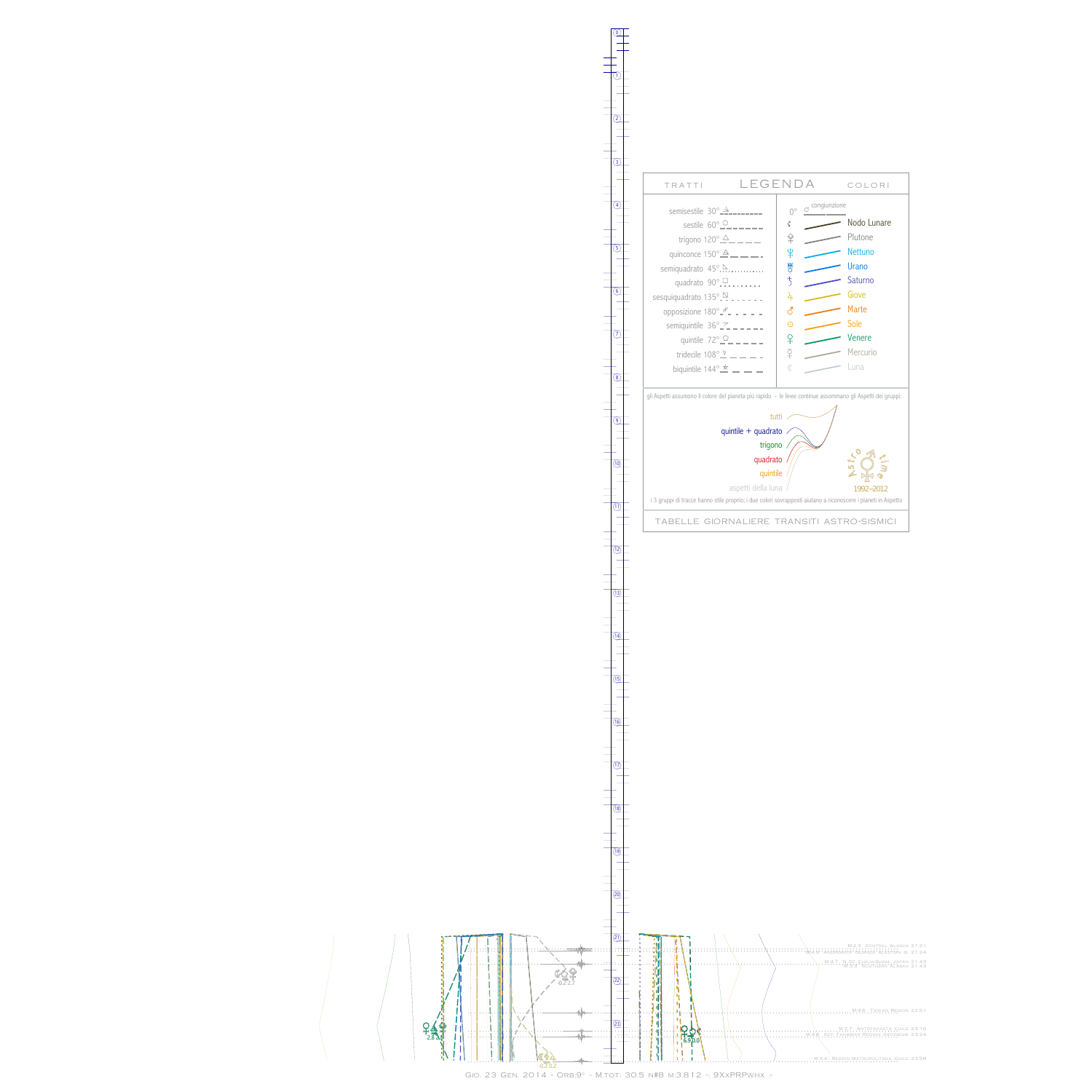# LEGENDA

TRATTI

semisestile 30°
sestile 60°
trigono 120°
quinconce 150°
semiquadrato 45°
quadrato 90°
sesquiquadrato 135°
opposizione 180°
semiquintile 36°
quintile 72°
tridecile 108°
biquintile 144°

COLORI

0° congiunzione
Nodo Lunare
Plutone
Nettuno
Urano
Saturno
Giove
Marte
Sole
Venere
Mercurio
Luna

gli Aspetti assumono il colore del pianeta più rapido - le linee continue assommano gli Aspetti dei gruppi:

tutti
quintile + quadrato
trigono
quadrato
quintile
aspetti della luna

Astro time 1992–2012

i 3 gruppi di tracce hanno stile proprio; i due colori sovrapposti aiutano a riconoscere i pianeti in Aspetto

TABELLE GIORNALIERE TRANSITI ASTRO-SISMICI

M:2.3 Central Alaska 21:21
M:4.0 Andreanof Islands Aleutian Is. 21:24
M:4.7 N. Of Chichi-Shima, Japan 21:43
M:3.4 Southern Alaska 21:43
M:4.6 Taiwan Region 22:51
M:2.7 Antofagasta, Chile 23:16
M:4.6 Kep. Talaud Region Indonesia 23:24
M:3.4 Region Metropolitana, Chile 23:58

-0.2 2.7
2.8 2.6
6.9 0.0
-0.2 0.2

Gio. 23 Gen. 2014 - Orb:9° - M.tot: 30.5 n#8 m:3.812 -: 9XxPRPwhx :-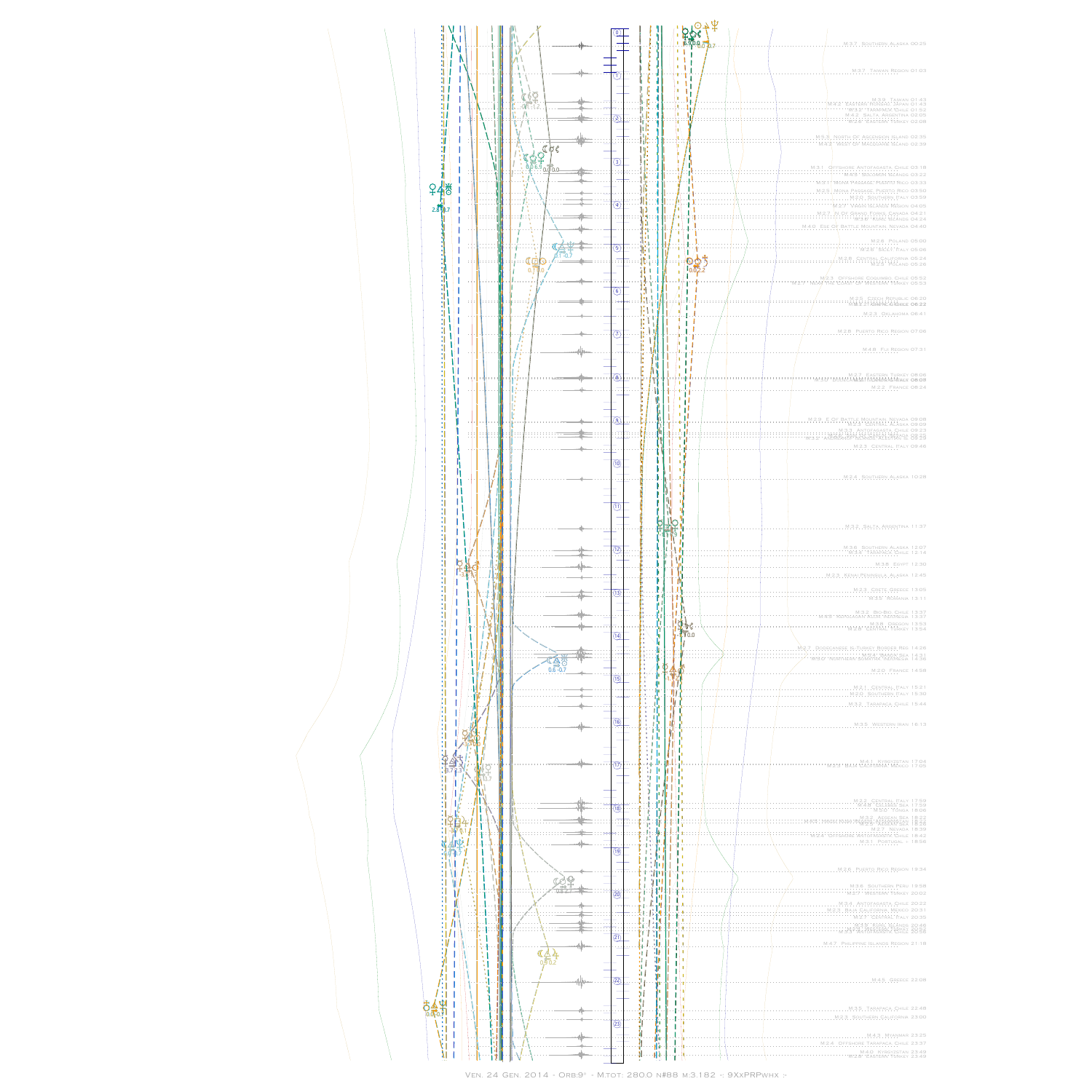M3.7 Southern Alaska 00:25
M3.7 Taiwan Region 01:03
M3.9 Taiwan 01:43
M4.4 Eastern Honshu, Japan 01:43
M3.1 Tarapaca Chile 01:52
M4.2 Salta Argentina 02:05
M2.6 Eastern Turkey 02:08
M5.3 North Of Ascension Island 02:35
M4.2 West Of Macquarie Island 02:39
M3.1 Offshore Antofagasta Chile 03:18
M3.8 Solomon Islands 03:22
M3.1 Mona Passage Puerto Rico 03:33
M2.5 Mona Passage Puerto Rico 03:50
M2.0 Southern Italy 03:59
M2.7 Virgin Islands Region 04:05
M2.7 N Of Grand Forks Canada 04:21
M3.6 Kuril Islands 04:24
M4.0 Ese Of Battle Mountain Nevada 04:40
M2.6 Poland 05:00
M2.6 Sicily Italy 05:06
M2.6 Central California 05:24
M2.3 Poland 05:26
M3.1 Offshore Coquimbo Chile 05:52
M2.7 Western Turkey 05:53
M2.5 Czech Republic 06:20
M2.1 Southern Greece 06:22
M2.3 Oklahoma 06:41
M2.8 Puerto Rico Region 07:06
M4.8 Fiji Region 07:31
M2.7 Eastern Turkey 08:06
M2.9 Greece 08:08
M2.2 France 08:24
M2.9 E Of Battle Mountain Nevada 09:08
M2.3 Central Alaska 09:09
M3.3 Antofagasta Chile 09:23
M3.2 Andreanof Islands Aleutian Is. 09:29
M2.3 Central Italy 09:46
M2.4 Southern Alaska 10:28
M3.2 Salta Argentina 11:37
M3.6 Southern Alaska 12:07
M3.5 Tarapaca Chile 12:14
M3.8 Egypt 12:30
M2.5 Kenai Peninsula Alaska 12:45
M2.3 Crete Greece 13:05
M4.5 Romania 13:11
M3.2 Bio-Bio Chile 13:37
M4.5 Kepulauan Alor Indonesia 13:37
M3.8 Oregon 13:53
M2.6 Central Turkey 13:54
M2.7 Dodecanese Is-Turkey Border Reg 14:26
M3.4 Banda Sea 14:31
M5.0 Northern Sumatra Indonesia 14:36
M2.0 France 14:58
M2.1 Central Italy 15:21
M2.0 Southern Italy 15:30
M3.2 Tarapaca Chile 15:44
M3.5 Western Iran 16:13
M4.1 Kyrgyzstan 17:04
M4.0 Baja California Mexico 17:05
M2.2 Central Italy 17:59
M4.8 Sea Sea 17:59
M5.0 Tonga 18:06
M3.2 Aegean Sea 18:22
M4.3 Sea 18:26
M2.7 Nevada 18:39
M2.4 Offshore Antofagasta Chile 18:42
M3.1 Portugal 18:56
M2.6 Puerto Rico Region 19:34
M3.6 Southern Peru 19:58
M2.7 Western Turkey 20:02
M3.4 Antofagasta Chile 20:22
M2.5 Baja California Mexico 20:31
M2.7 Central Italy 20:35
M3.6 Kuril Islands 20:46
M3.2 Antofagasta Chile 20:56
M4.7 Philippine Islands Region 21:18
M4.5 Greece 22:08
M3.5 Tarapaca Chile 22:48
M2.3 Southern California 23:00
M4.3 Myanmar 23:25
M2.4 Offshore Tarapaca Chile 23:37
M4.0 Kyrgyzstan 23:49
M2.8 Eastern Turkey 23:49

Ven. 24 Gen. 2014 - Orb:9° - M.tot: 280.0 n#88 m:3.182 :- 9XxPRPwhx :-